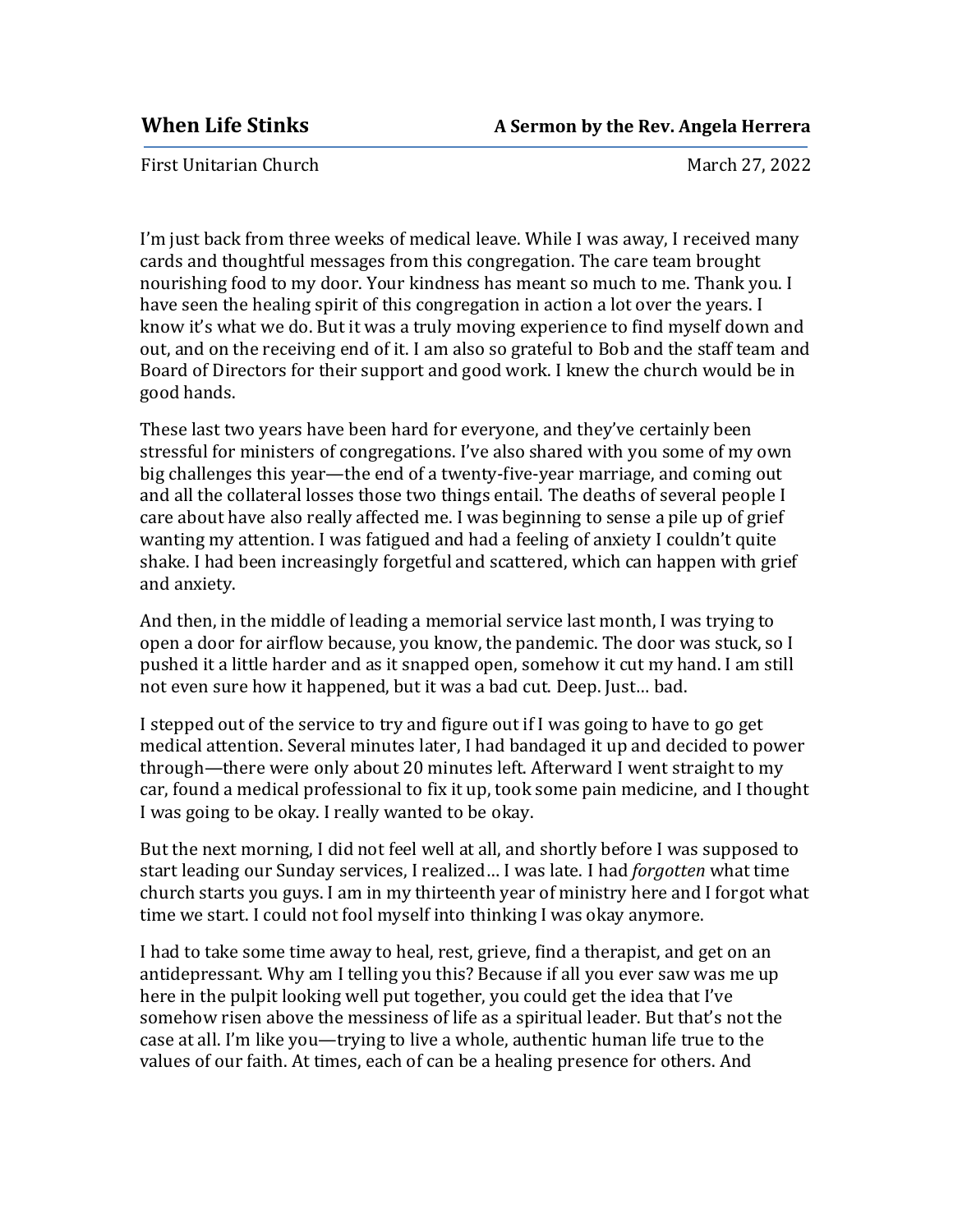# When Life Stinks

**A Sermon by the Rev. Angela Herrera**

First Unitarian Church

March 27, 2022

I'm just back from three weeks of medical leave. While I was away, I received many cards and thoughtful messages from this congregation. The care team brought nourishing food to my door. Your kindness has meant so much to me. Thank you. I have seen the healing spirit of this congregation in action a lot over the years. I know it's what we do. But it was a truly moving experience to find myself down and out, and on the receiving end of it. I am also so grateful to Bob and the staff team and Board of Directors for their support and good work. I knew the church would be in good hands.

These last two years have been hard for everyone, and they've certainly been stressful for ministers of congregations. I've also shared with you some of my own big challenges this year—the end of a twenty-five-year marriage, and coming out and all the collateral losses those two things entail. The deaths of several people I care about have also really affected me. I was beginning to sense a pile up of grief wanting my attention. I was fatigued and had a feeling of anxiety I couldn't quite shake. I had been increasingly forgetful and scattered, which can happen with grief and anxiety.

And then, in the middle of leading a memorial service last month, I was trying to open a door for airflow because, you know, the pandemic. The door was stuck, so I pushed it a little harder and as it snapped open, somehow it cut my hand. I am still not even sure how it happened, but it was a bad cut. Deep. Just… bad.

I stepped out of the service to try and figure out if I was going to have to go get medical attention. Several minutes later, I had bandaged it up and decided to power through—there were only about 20 minutes left. Afterward I went straight to my car, found a medical professional to fix it up, took some pain medicine, and I thought I was going to be okay. I really wanted to be okay.

But the next morning, I did not feel well at all, and shortly before I was supposed to start leading our Sunday services, I realized… I was late. I had *forgotten* what time church starts you guys. I am in my thirteenth year of ministry here and I forgot what time we start. I could not fool myself into thinking I was okay anymore.

I had to take some time away to heal, rest, grieve, find a therapist, and get on an antidepressant. Why am I telling you this? Because if all you ever saw was me up here in the pulpit looking well put together, you could get the idea that I've somehow risen above the messiness of life as a spiritual leader. But that's not the case at all. I'm like you—trying to live a whole, authentic human life true to the values of our faith. At times, each of can be a healing presence for others. And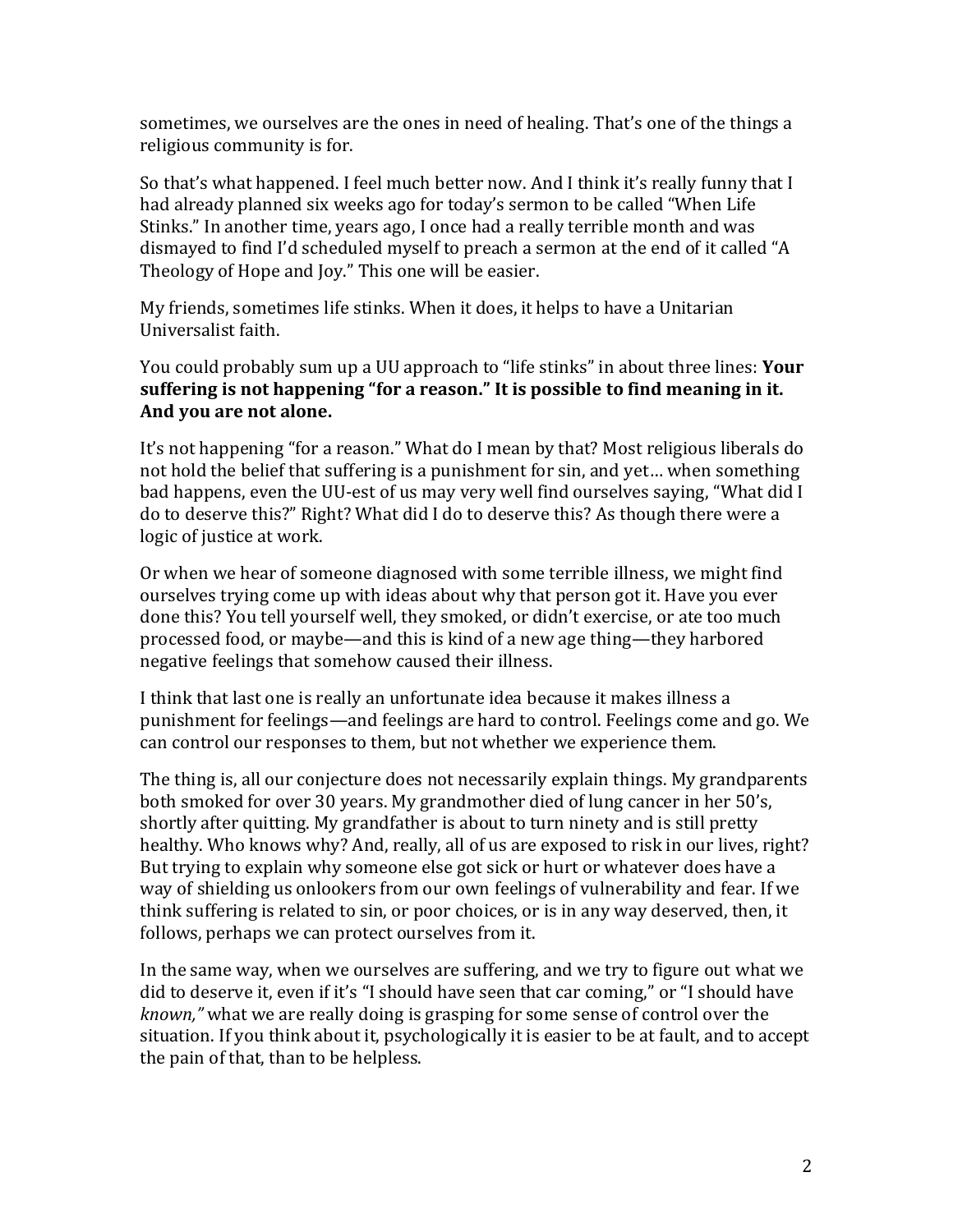sometimes, we ourselves are the ones in need of healing. That's one of the things a religious community is for.

So that's what happened. I feel much better now. And I think it's really funny that I had already planned six weeks ago for today's sermon to be called "When Life Stinks." In another time, years ago, I once had a really terrible month and was dismayed to find I'd scheduled myself to preach a sermon at the end of it called "A Theology of Hope and Joy." This one will be easier.

My friends, sometimes life stinks. When it does, it helps to have a Unitarian Universalist faith.

You could probably sum up a UU approach to "life stinks" in about three lines: **Your suffering is not happening "for a reason." It is possible to find meaning in it. And you are not alone.**

It's not happening "for a reason." What do I mean by that? Most religious liberals do not hold the belief that suffering is a punishment for sin, and yet… when something bad happens, even the UU-est of us may very well find ourselves saying, "What did I do to deserve this?" Right? What did I do to deserve this? As though there were a logic of justice at work.

Or when we hear of someone diagnosed with some terrible illness, we might find ourselves trying come up with ideas about why that person got it. Have you ever done this? You tell yourself well, they smoked, or didn't exercise, or ate too much processed food, or maybe—and this is kind of a new age thing—they harbored negative feelings that somehow caused their illness.

I think that last one is really an unfortunate idea because it makes illness a punishment for feelings—and feelings are hard to control. Feelings come and go. We can control our responses to them, but not whether we experience them.

The thing is, all our conjecture does not necessarily explain things. My grandparents both smoked for over 30 years. My grandmother died of lung cancer in her 50's, shortly after quitting. My grandfather is about to turn ninety and is still pretty healthy. Who knows why? And, really, all of us are exposed to risk in our lives, right? But trying to explain why someone else got sick or hurt or whatever does have a way of shielding us onlookers from our own feelings of vulnerability and fear. If we think suffering is related to sin, or poor choices, or is in any way deserved, then, it follows, perhaps we can protect ourselves from it.

In the same way, when we ourselves are suffering, and we try to figure out what we did to deserve it, even if it's "I should have seen that car coming," or "I should have *known,*" what we are really doing is grasping for some sense of control over the situation. If you think about it, psychologically it is easier to be at fault, and to accept the pain of that, than to be helpless.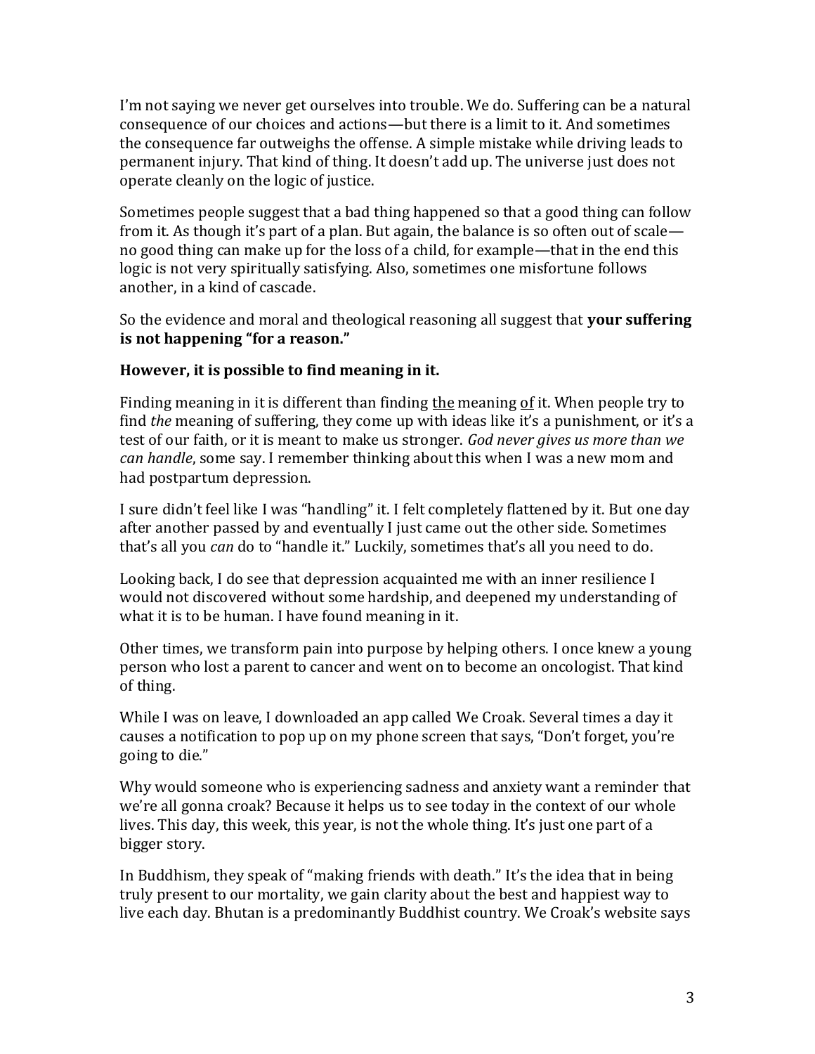I'm not saying we never get ourselves into trouble. We do. Suffering can be a natural consequence of our choices and actions—but there is a limit to it. And sometimes the consequence far outweighs the offense. A simple mistake while driving leads to permanent injury. That kind of thing. It doesn't add up. The universe just does not operate cleanly on the logic of justice.

Sometimes people suggest that a bad thing happened so that a good thing can follow from it. As though it's part of a plan. But again, the balance is so often out of scale—no good thing can make up for the loss of a child, for example—that in the end this logic is not very spiritually satisfying. Also, sometimes one misfortune follows another, in a kind of cascade.

So the evidence and moral and theological reasoning all suggest that **your suffering is not happening "for a reason."**

**However, it is possible to find meaning in it.**

Finding meaning in it is different than finding <u>the</u> meaning <u>of</u> it. When people try to find *the* meaning of suffering, they come up with ideas like it's a punishment, or it's a test of our faith, or it is meant to make us stronger. *God never gives us more than we can handle*, some say. I remember thinking about this when I was a new mom and had postpartum depression.

I sure didn't feel like I was "handling" it. I felt completely flattened by it. But one day after another passed by and eventually I just came out the other side. Sometimes that's all you *can* do to "handle it." Luckily, sometimes that's all you need to do.

Looking back, I do see that depression acquainted me with an inner resilience I would not discovered without some hardship, and deepened my understanding of what it is to be human. I have found meaning in it.

Other times, we transform pain into purpose by helping others. I once knew a young person who lost a parent to cancer and went on to become an oncologist. That kind of thing.

While I was on leave, I downloaded an app called We Croak. Several times a day it causes a notification to pop up on my phone screen that says, "Don't forget, you're going to die."

Why would someone who is experiencing sadness and anxiety want a reminder that we're all gonna croak? Because it helps us to see today in the context of our whole lives. This day, this week, this year, is not the whole thing. It's just one part of a bigger story.

In Buddhism, they speak of "making friends with death." It's the idea that in being truly present to our mortality, we gain clarity about the best and happiest way to live each day. Bhutan is a predominantly Buddhist country. We Croak's website says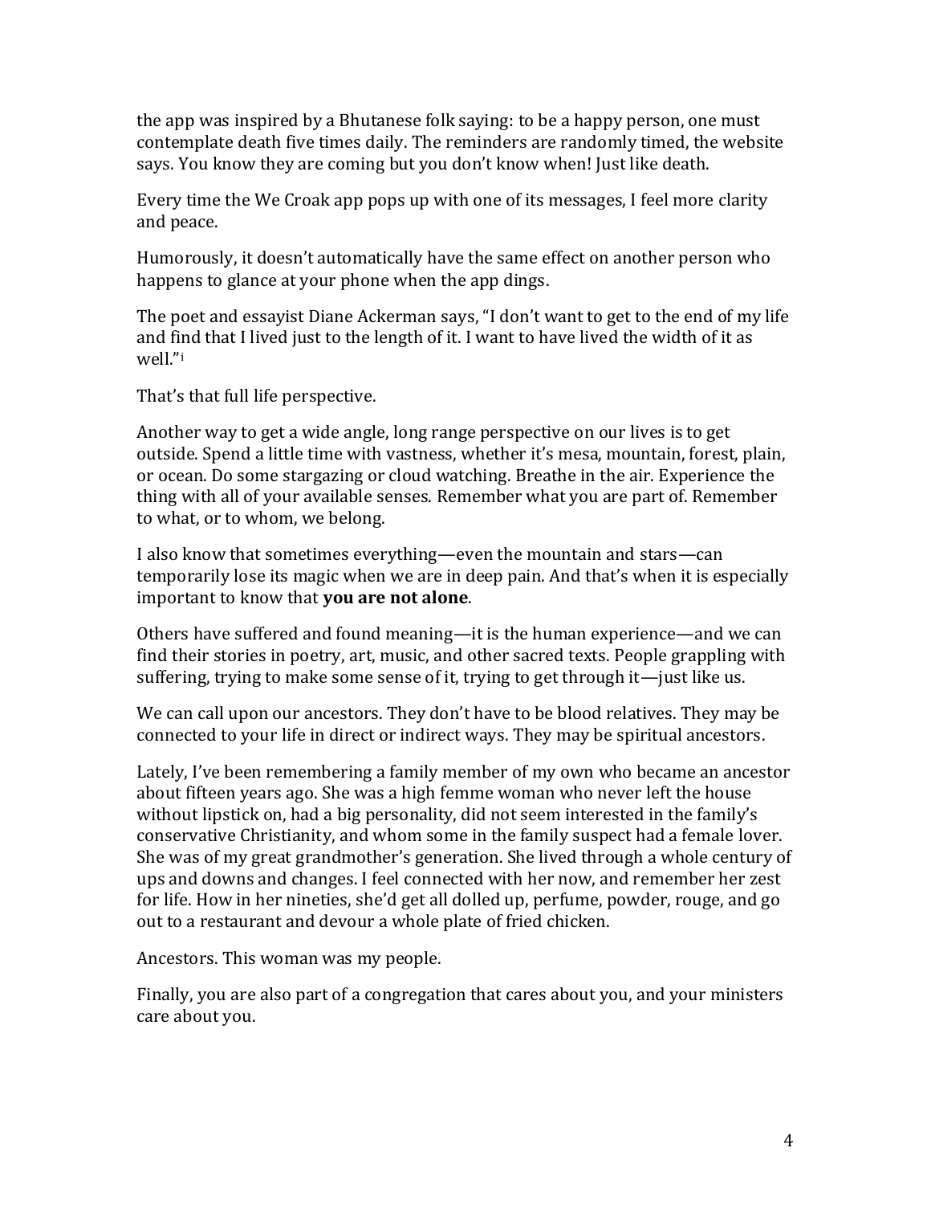the app was inspired by a Bhutanese folk saying: to be a happy person, one must contemplate death five times daily. The reminders are randomly timed, the website says. You know they are coming but you don't know when! Just like death.

Every time the We Croak app pops up with one of its messages, I feel more clarity and peace.

Humorously, it doesn't automatically have the same effect on another person who happens to glance at your phone when the app dings.

The poet and essayist Diane Ackerman says, "I don't want to get to the end of my life and find that I lived just to the length of it. I want to have lived the width of it as well."[i]

That's that full life perspective.

Another way to get a wide angle, long range perspective on our lives is to get outside. Spend a little time with vastness, whether it's mesa, mountain, forest, plain, or ocean. Do some stargazing or cloud watching. Breathe in the air. Experience the thing with all of your available senses. Remember what you are part of. Remember to what, or to whom, we belong.

I also know that sometimes everything—even the mountain and stars—can temporarily lose its magic when we are in deep pain. And that's when it is especially important to know that **you are not alone**.

Others have suffered and found meaning—it is the human experience—and we can find their stories in poetry, art, music, and other sacred texts. People grappling with suffering, trying to make some sense of it, trying to get through it—just like us.

We can call upon our ancestors. They don't have to be blood relatives. They may be connected to your life in direct or indirect ways. They may be spiritual ancestors.

Lately, I've been remembering a family member of my own who became an ancestor about fifteen years ago. She was a high femme woman who never left the house without lipstick on, had a big personality, did not seem interested in the family's conservative Christianity, and whom some in the family suspect had a female lover. She was of my great grandmother's generation. She lived through a whole century of ups and downs and changes. I feel connected with her now, and remember her zest for life. How in her nineties, she'd get all dolled up, perfume, powder, rouge, and go out to a restaurant and devour a whole plate of fried chicken.

Ancestors. This woman was my people.

Finally, you are also part of a congregation that cares about you, and your ministers care about you.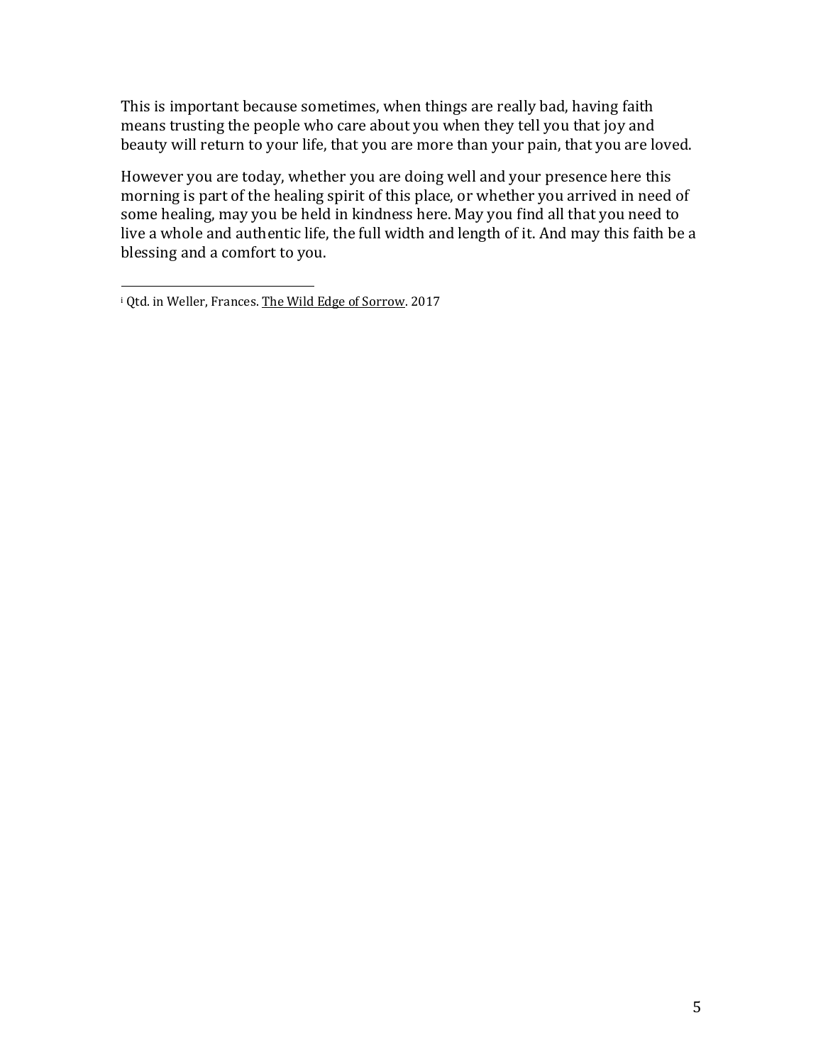This is important because sometimes, when things are really bad, having faith means trusting the people who care about you when they tell you that joy and beauty will return to your life, that you are more than your pain, that you are loved.

However you are today, whether you are doing well and your presence here this morning is part of the healing spirit of this place, or whether you arrived in need of some healing, may you be held in kindness here. May you find all that you need to live a whole and authentic life, the full width and length of it. And may this faith be a blessing and a comfort to you.

---

[i] Qtd. in Weller, Frances. The Wild Edge of Sorrow. 2017